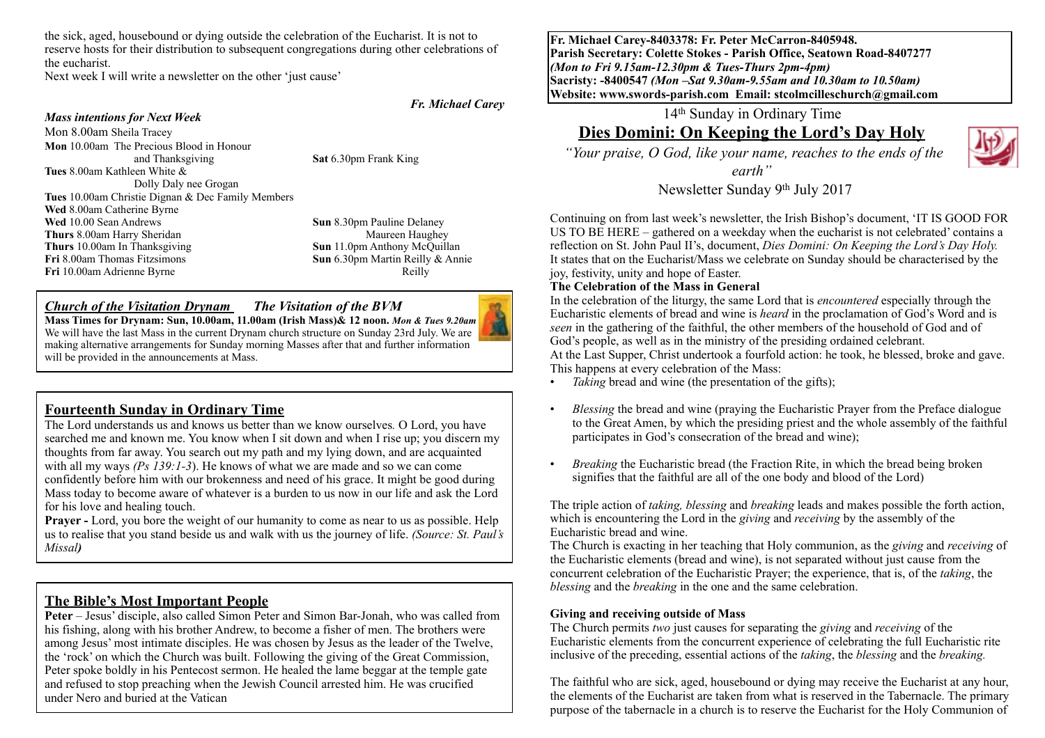the sick, aged, housebound or dying outside the celebration of the Eucharist. It is not to reserve hosts for their distribution to subsequent congregations during other celebrations of the eucharist.

Next week I will write a newsletter on the other 'just cause'

*Fr. Michael Carey*

***Mass intentions for Next Week***

Mon 8.00am Sheila Tracey
**Mon** 10.00am The Precious Blood in Honour and Thanksgiving
**Tues** 8.00am Kathleen White & Dolly Daly nee Grogan
**Tues** 10.00am Christie Dignan & Dec Family Members
**Wed** 8.00am Catherine Byrne
**Wed** 10.00 Sean Andrews
**Thurs** 8.00am Harry Sheridan
**Thurs** 10.00am In Thanksgiving
**Fri** 8.00am Thomas Fitzsimons
**Fri** 10.00am Adrienne Byrne
**Sat** 6.30pm Frank King
**Sun** 8.30pm Pauline Delaney Maureen Haughey
**Sun** 11.0pm Anthony McQuillan
**Sun** 6.30pm Martin Reilly & Annie Reilly

***Church of the Visitation Drynam*** ***The Visitation of the BVM***

**Mass Times for Drynam: Sun, 10.00am, 11.00am (Irish Mass)& 12 noon.** ***Mon & Tues 9.20am***

We will have the last Mass in the current Drynam church structure on Sunday 23rd July. We are making alternative arrangements for Sunday morning Masses after that and further information will be provided in the announcements at Mass.

## Fourteenth Sunday in Ordinary Time

The Lord understands us and knows us better than we know ourselves*.* O Lord, you have searched me and known me. You know when I sit down and when I rise up; you discern my thoughts from far away. You search out my path and my lying down, and are acquainted with all my ways *(Ps 139:1-3*). He knows of what we are made and so we can come confidently before him with our brokenness and need of his grace. It might be good during Mass today to become aware of whatever is a burden to us now in our life and ask the Lord for his love and healing touch.

**Prayer -** Lord, you bore the weight of our humanity to come as near to us as possible. Help us to realise that you stand beside us and walk with us the journey of life. *(Source: St. Paul's Missal)*

## The Bible's Most Important People

**Peter** – Jesus' disciple, also called Simon Peter and Simon Bar-Jonah, who was called from his fishing, along with his brother Andrew, to become a fisher of men. The brothers were among Jesus' most intimate disciples. He was chosen by Jesus as the leader of the Twelve, the 'rock' on which the Church was built. Following the giving of the Great Commission, Peter spoke boldly in his Pentecost sermon. He healed the lame beggar at the temple gate and refused to stop preaching when the Jewish Council arrested him. He was crucified under Nero and buried at the Vatican

**Fr. Michael Carey-8403378: Fr. Peter McCarron-8405948.**
**Parish Secretary: Colette Stokes - Parish Office, Seatown Road-8407277**
***(Mon to Fri 9.15am-12.30pm & Tues-Thurs 2pm-4pm)***
**Sacristy: -8400547** ***(Mon –Sat 9.30am-9.55am and 10.30am to 10.50am)***
**Website: www.swords-parish.com Email: stcolmcilleschurch@gmail.com**

14th Sunday in Ordinary Time

# Dies Domini: On Keeping the Lord's Day Holy

*"Your praise, O God, like your name, reaches to the ends of the earth"*

Newsletter Sunday 9th July 2017

Continuing on from last week's newsletter, the Irish Bishop's document, 'IT IS GOOD FOR US TO BE HERE – gathered on a weekday when the eucharist is not celebrated' contains a reflection on St. John Paul II's, document, *Dies Domini: On Keeping the Lord's Day Holy.* It states that on the Eucharist/Mass we celebrate on Sunday should be characterised by the joy, festivity, unity and hope of Easter.

**The Celebration of the Mass in General**

In the celebration of the liturgy, the same Lord that is *encountered* especially through the Eucharistic elements of bread and wine is *heard* in the proclamation of God's Word and is *seen* in the gathering of the faithful, the other members of the household of God and of God's people, as well as in the ministry of the presiding ordained celebrant.

At the Last Supper, Christ undertook a fourfold action: he took, he blessed, broke and gave. This happens at every celebration of the Mass:

- *Taking* bread and wine (the presentation of the gifts);
- *Blessing* the bread and wine (praying the Eucharistic Prayer from the Preface dialogue to the Great Amen, by which the presiding priest and the whole assembly of the faithful participates in God's consecration of the bread and wine);
- *Breaking* the Eucharistic bread (the Fraction Rite, in which the bread being broken signifies that the faithful are all of the one body and blood of the Lord)

The triple action of *taking, blessing* and *breaking* leads and makes possible the forth action, which is encountering the Lord in the *giving* and *receiving* by the assembly of the Eucharistic bread and wine.

The Church is exacting in her teaching that Holy communion, as the *giving* and *receiving* of the Eucharistic elements (bread and wine), is not separated without just cause from the concurrent celebration of the Eucharistic Prayer; the experience, that is, of the *taking*, the *blessing* and the *breaking* in the one and the same celebration.

**Giving and receiving outside of Mass**

The Church permits *two* just causes for separating the *giving* and *receiving* of the Eucharistic elements from the concurrent experience of celebrating the full Eucharistic rite inclusive of the preceding, essential actions of the *taking*, the *blessing* and the *breaking.*

The faithful who are sick, aged, housebound or dying may receive the Eucharist at any hour, the elements of the Eucharist are taken from what is reserved in the Tabernacle. The primary purpose of the tabernacle in a church is to reserve the Eucharist for the Holy Communion of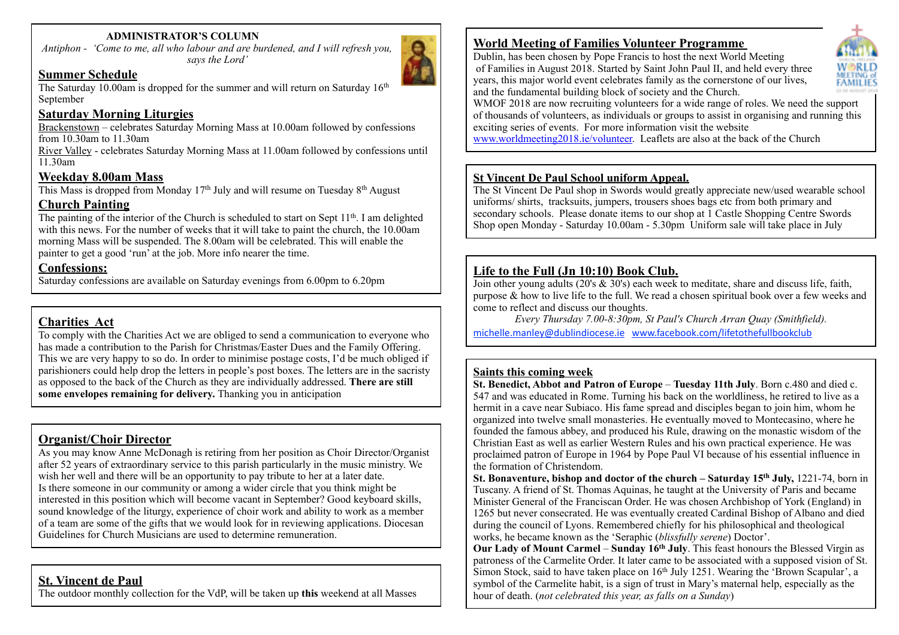**ADMINISTRATOR'S COLUMN**

*Antiphon - 'Come to me, all who labour and are burdened, and I will refresh you, says the Lord'*

## Summer Schedule

The Saturday 10.00am is dropped for the summer and will return on Saturday 16th September

## Saturday Morning Liturgies

Brackenstown – celebrates Saturday Morning Mass at 10.00am followed by confessions from 10.30am to 11.30am

River Valley - celebrates Saturday Morning Mass at 11.00am followed by confessions until 11.30am

## Weekday 8.00am Mass

This Mass is dropped from Monday 17th July and will resume on Tuesday 8th August

## Church Painting

The painting of the interior of the Church is scheduled to start on Sept 11th. I am delighted with this news. For the number of weeks that it will take to paint the church, the 10.00am morning Mass will be suspended. The 8.00am will be celebrated. This will enable the painter to get a good 'run' at the job. More info nearer the time.

## Confessions:

Saturday confessions are available on Saturday evenings from 6.00pm to 6.20pm

## Charities Act

To comply with the Charities Act we are obliged to send a communication to everyone who has made a contribution to the Parish for Christmas/Easter Dues and the Family Offering. This we are very happy to so do. In order to minimise postage costs, I'd be much obliged if parishioners could help drop the letters in people's post boxes. The letters are in the sacristy as opposed to the back of the Church as they are individually addressed. **There are still some envelopes remaining for delivery.** Thanking you in anticipation

## Organist/Choir Director

As you may know Anne McDonagh is retiring from her position as Choir Director/Organist after 52 years of extraordinary service to this parish particularly in the music ministry. We wish her well and there will be an opportunity to pay tribute to her at a later date.
Is there someone in our community or among a wider circle that you think might be interested in this position which will become vacant in September? Good keyboard skills, sound knowledge of the liturgy, experience of choir work and ability to work as a member of a team are some of the gifts that we would look for in reviewing applications. Diocesan Guidelines for Church Musicians are used to determine remuneration.

## St. Vincent de Paul

The outdoor monthly collection for the VdP, will be taken up **this** weekend at all Masses

## World Meeting of Families Volunteer Programme

Dublin, has been chosen by Pope Francis to host the next World Meeting of Families in August 2018. Started by Saint John Paul II, and held every three years, this major world event celebrates family as the cornerstone of our lives, and the fundamental building block of society and the Church.
WMOF 2018 are now recruiting volunteers for a wide range of roles. We need the support of thousands of volunteers, as individuals or groups to assist in organising and running this exciting series of events. For more information visit the website www.worldmeeting2018.ie/volunteer. Leaflets are also at the back of the Church

## St Vincent De Paul School uniform Appeal.

The St Vincent De Paul shop in Swords would greatly appreciate new/used wearable school uniforms/ shirts, tracksuits, jumpers, trousers shoes bags etc from both primary and secondary schools. Please donate items to our shop at 1 Castle Shopping Centre Swords Shop open Monday - Saturday 10.00am - 5.30pm Uniform sale will take place in July

## Life to the Full (Jn 10:10) Book Club.

Join other young adults (20's & 30's) each week to meditate, share and discuss life, faith, purpose & how to live life to the full. We read a chosen spiritual book over a few weeks and come to reflect and discuss our thoughts.

*Every Thursday 7.00-8:30pm, St Paul's Church Arran Quay (Smithfield).*

michelle.manley@dublindiocese.ie www.facebook.com/lifetothefullbookclub

## Saints this coming week

**St. Benedict, Abbot and Patron of Europe** – **Tuesday 11th July**. Born c.480 and died c. 547 and was educated in Rome. Turning his back on the worldliness, he retired to live as a hermit in a cave near Subiaco. His fame spread and disciples began to join him, whom he organized into twelve small monasteries. He eventually moved to Montecasino, where he founded the famous abbey, and produced his Rule, drawing on the monastic wisdom of the Christian East as well as earlier Western Rules and his own practical experience. He was proclaimed patron of Europe in 1964 by Pope Paul VI because of his essential influence in the formation of Christendom.

**St. Bonaventure, bishop and doctor of the church – Saturday 15th July,** 1221-74, born in Tuscany. A friend of St. Thomas Aquinas, he taught at the University of Paris and became Minister General of the Franciscan Order. He was chosen Archbishop of York (England) in 1265 but never consecrated. He was eventually created Cardinal Bishop of Albano and died during the council of Lyons. Remembered chiefly for his philosophical and theological works, he became known as the 'Seraphic (*blissfully serene*) Doctor'.

**Our Lady of Mount Carmel** – **Sunday 16th July**. This feast honours the Blessed Virgin as patroness of the Carmelite Order. It later came to be associated with a supposed vision of St. Simon Stock, said to have taken place on 16th July 1251. Wearing the 'Brown Scapular', a symbol of the Carmelite habit, is a sign of trust in Mary's maternal help, especially as the hour of death. (*not celebrated this year, as falls on a Sunday*)